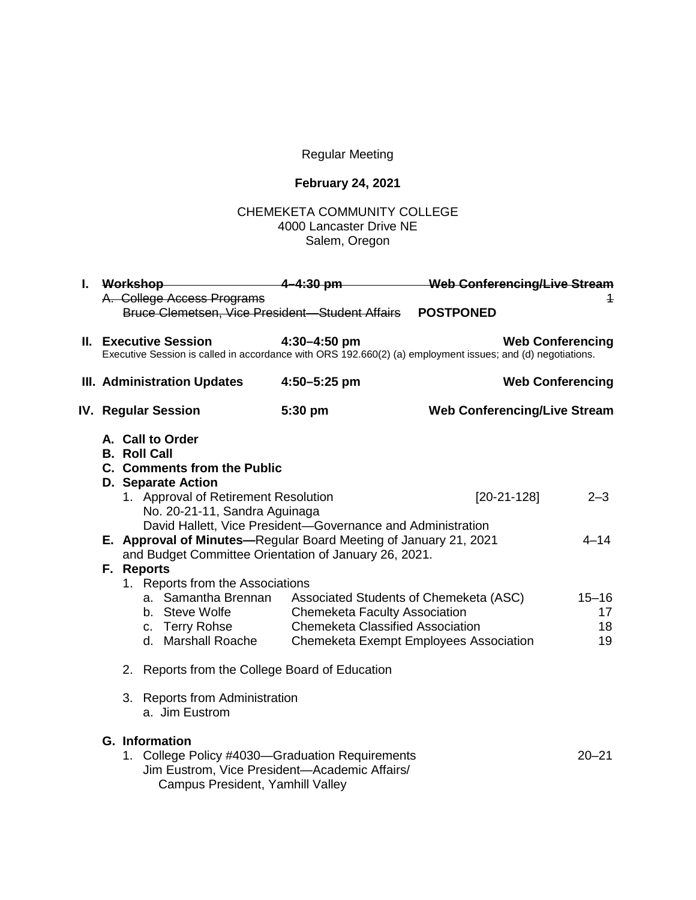Regular Meeting

**February 24, 2021**

CHEMEKETA COMMUNITY COLLEGE
4000 Lancaster Drive NE
Salem, Oregon

**I. ~~Workshop~~** ~~4–4:30 pm~~ ~~Web Conferencing/Live Stream~~

~~A. College Access Programs~~ ~~1~~
~~Bruce Clemetsen, Vice President—Student Affairs~~ **POSTPONED**

**II. Executive Session** **4:30–4:50 pm** **Web Conferencing**

Executive Session is called in accordance with ORS 192.660(2) (a) employment issues; and (d) negotiations.

**III. Administration Updates** **4:50–5:25 pm** **Web Conferencing**

**IV. Regular Session** **5:30 pm** **Web Conferencing/Live Stream**

**A. Call to Order**
**B. Roll Call**
**C. Comments from the Public**
**D. Separate Action**

1. Approval of Retirement Resolution No. 20-21-11, Sandra Aguinaga [20-21-128] 2–3
   David Hallett, Vice President—Governance and Administration

**E. Approval of Minutes—**Regular Board Meeting of January 21, 2021 and Budget Committee Orientation of January 26, 2021. 4–14

**F. Reports**

1. Reports from the Associations

| | | |
|---|---|---|
| a. Samantha Brennan | Associated Students of Chemeketa (ASC) | 15–16 |
| b. Steve Wolfe | Chemeketa Faculty Association | 17 |
| c. Terry Rohse | Chemeketa Classified Association | 18 |
| d. Marshall Roache | Chemeketa Exempt Employees Association | 19 |

2. Reports from the College Board of Education

3. Reports from Administration
   a. Jim Eustrom

**G. Information**

1. College Policy #4030—Graduation Requirements 20–21
   Jim Eustrom, Vice President—Academic Affairs/
   Campus President, Yamhill Valley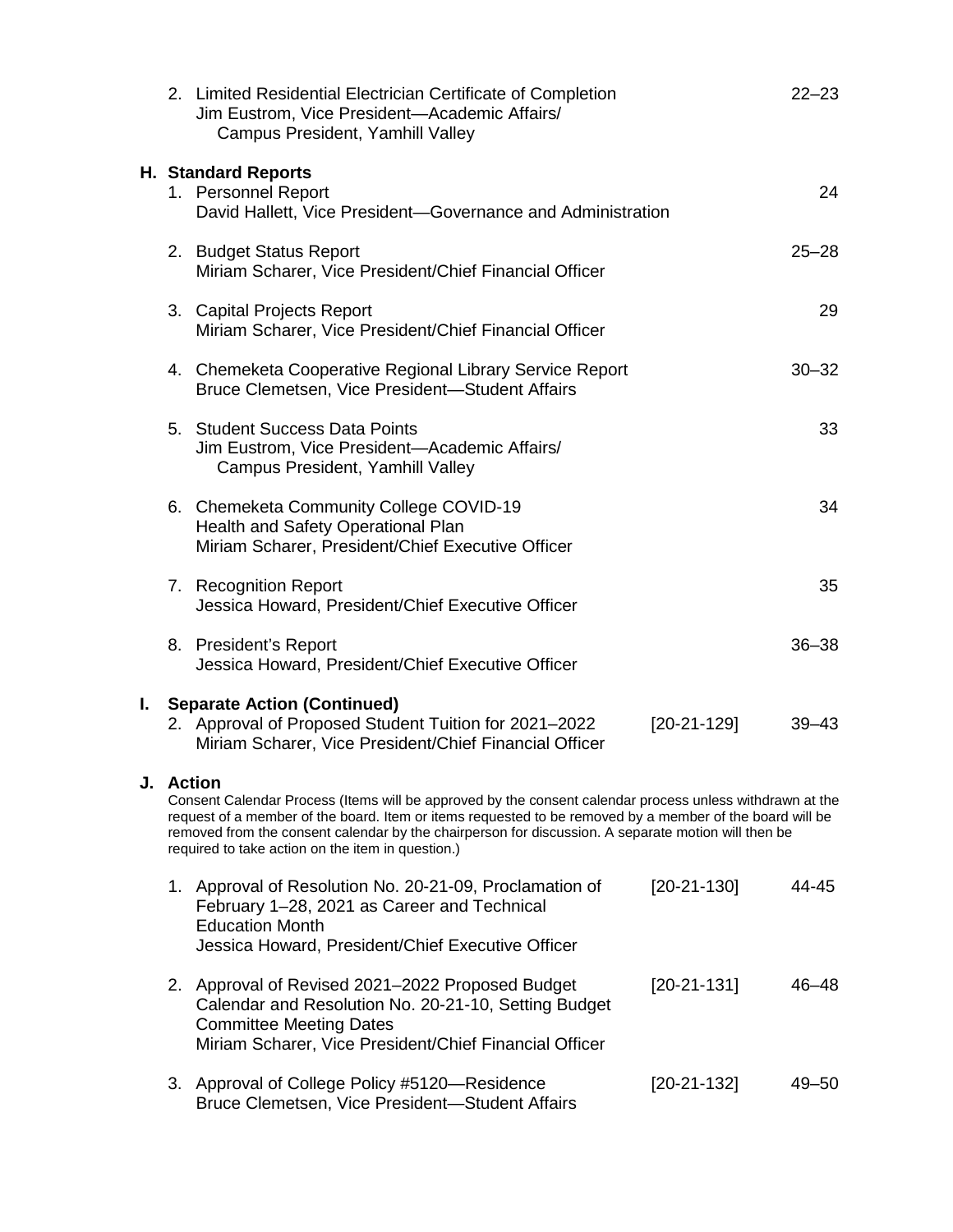2. Limited Residential Electrician Certificate of Completion — 22–23
   Jim Eustrom, Vice President—Academic Affairs/
   Campus President, Yamhill Valley

**H. Standard Reports**

1. Personnel Report — 24
   David Hallett, Vice President—Governance and Administration

2. Budget Status Report — 25–28
   Miriam Scharer, Vice President/Chief Financial Officer

3. Capital Projects Report — 29
   Miriam Scharer, Vice President/Chief Financial Officer

4. Chemeketa Cooperative Regional Library Service Report — 30–32
   Bruce Clemetsen, Vice President—Student Affairs

5. Student Success Data Points — 33
   Jim Eustrom, Vice President—Academic Affairs/
   Campus President, Yamhill Valley

6. Chemeketa Community College COVID-19 Health and Safety Operational Plan — 34
   Miriam Scharer, President/Chief Executive Officer

7. Recognition Report — 35
   Jessica Howard, President/Chief Executive Officer

8. President's Report — 36–38
   Jessica Howard, President/Chief Executive Officer

**I. Separate Action (Continued)**

2. Approval of Proposed Student Tuition for 2021–2022 — [20-21-129] — 39–43
   Miriam Scharer, Vice President/Chief Financial Officer

**J. Action**

Consent Calendar Process (Items will be approved by the consent calendar process unless withdrawn at the request of a member of the board. Item or items requested to be removed by a member of the board will be removed from the consent calendar by the chairperson for discussion. A separate motion will then be required to take action on the item in question.)

1. Approval of Resolution No. 20-21-09, Proclamation of February 1–28, 2021 as Career and Technical Education Month — [20-21-130] — 44-45
   Jessica Howard, President/Chief Executive Officer

2. Approval of Revised 2021–2022 Proposed Budget Calendar and Resolution No. 20-21-10, Setting Budget Committee Meeting Dates — [20-21-131] — 46–48
   Miriam Scharer, Vice President/Chief Financial Officer

3. Approval of College Policy #5120—Residence — [20-21-132] — 49–50
   Bruce Clemetsen, Vice President—Student Affairs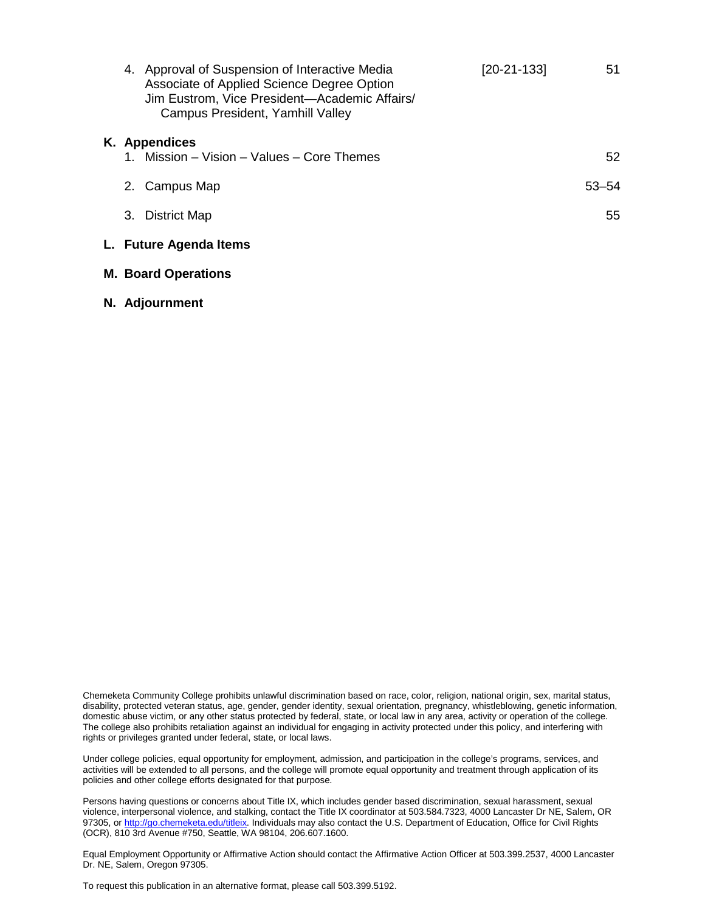4. Approval of Suspension of Interactive Media Associate of Applied Science Degree Option [20-21-133] 51
   Jim Eustrom, Vice President—Academic Affairs/ Campus President, Yamhill Valley

**K. Appendices**

1. Mission – Vision – Values – Core Themes 52
2. Campus Map 53–54
3. District Map 55

**L. Future Agenda Items**

**M. Board Operations**

**N. Adjournment**

Chemeketa Community College prohibits unlawful discrimination based on race, color, religion, national origin, sex, marital status, disability, protected veteran status, age, gender, gender identity, sexual orientation, pregnancy, whistleblowing, genetic information, domestic abuse victim, or any other status protected by federal, state, or local law in any area, activity or operation of the college. The college also prohibits retaliation against an individual for engaging in activity protected under this policy, and interfering with rights or privileges granted under federal, state, or local laws.

Under college policies, equal opportunity for employment, admission, and participation in the college's programs, services, and activities will be extended to all persons, and the college will promote equal opportunity and treatment through application of its policies and other college efforts designated for that purpose.

Persons having questions or concerns about Title IX, which includes gender based discrimination, sexual harassment, sexual violence, interpersonal violence, and stalking, contact the Title IX coordinator at 503.584.7323, 4000 Lancaster Dr NE, Salem, OR 97305, or http://go.chemeketa.edu/titleix. Individuals may also contact the U.S. Department of Education, Office for Civil Rights (OCR), 810 3rd Avenue #750, Seattle, WA 98104, 206.607.1600.

Equal Employment Opportunity or Affirmative Action should contact the Affirmative Action Officer at 503.399.2537, 4000 Lancaster Dr. NE, Salem, Oregon 97305.

To request this publication in an alternative format, please call 503.399.5192.